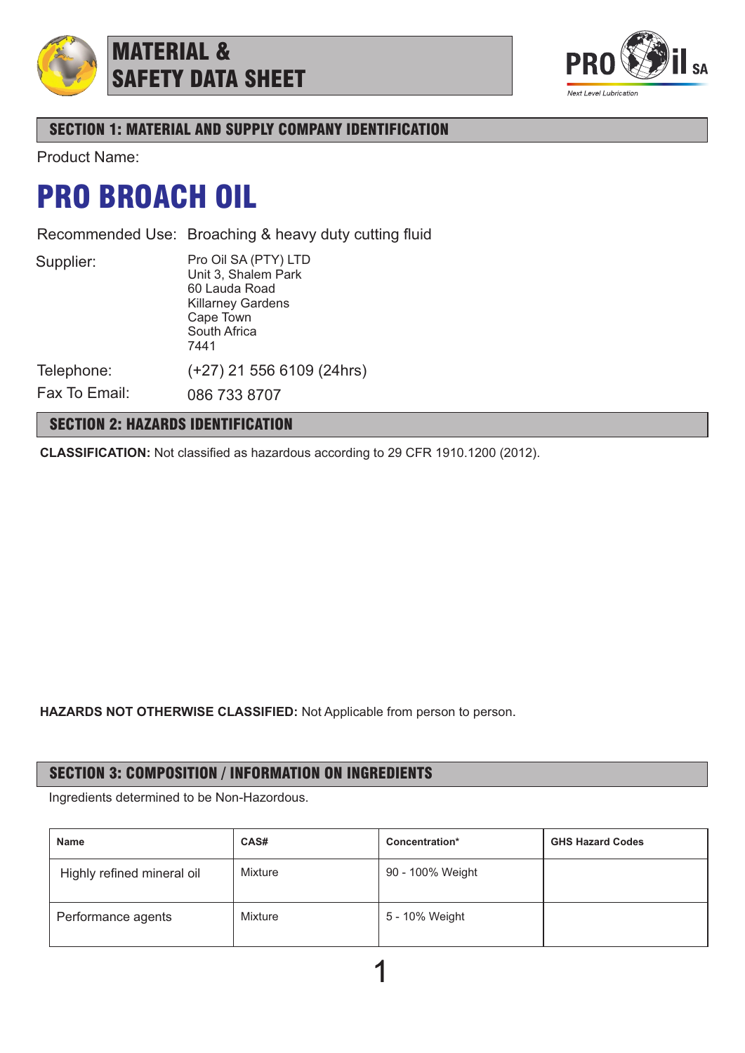# MATERIAL & SAFETY DATA SHEET

PRO Oil SA
*Next Level Lubrication*

## SECTION 1: MATERIAL AND SUPPLY COMPANY IDENTIFICATION

Product Name:

# PRO BROACH OIL

Recommended Use: Broaching & heavy duty cutting fluid

Supplier:
Pro Oil SA (PTY) LTD
Unit 3, Shalem Park
60 Lauda Road
Killarney Gardens
Cape Town
South Africa
7441

Telephone: (+27) 21 556 6109 (24hrs)

Fax To Email: 086 733 8707

## SECTION 2: HAZARDS IDENTIFICATION

**CLASSIFICATION:** Not classified as hazardous according to 29 CFR 1910.1200 (2012).

**HAZARDS NOT OTHERWISE CLASSIFIED:** Not Applicable from person to person.

## SECTION 3: COMPOSITION / INFORMATION ON INGREDIENTS

Ingredients determined to be Non-Hazordous.

| Name | CAS# | Concentration* | GHS Hazard Codes |
|---|---|---|---|
| Highly refined mineral oil | Mixture | 90 - 100% Weight | |
| Performance agents | Mixture | 5 - 10% Weight | |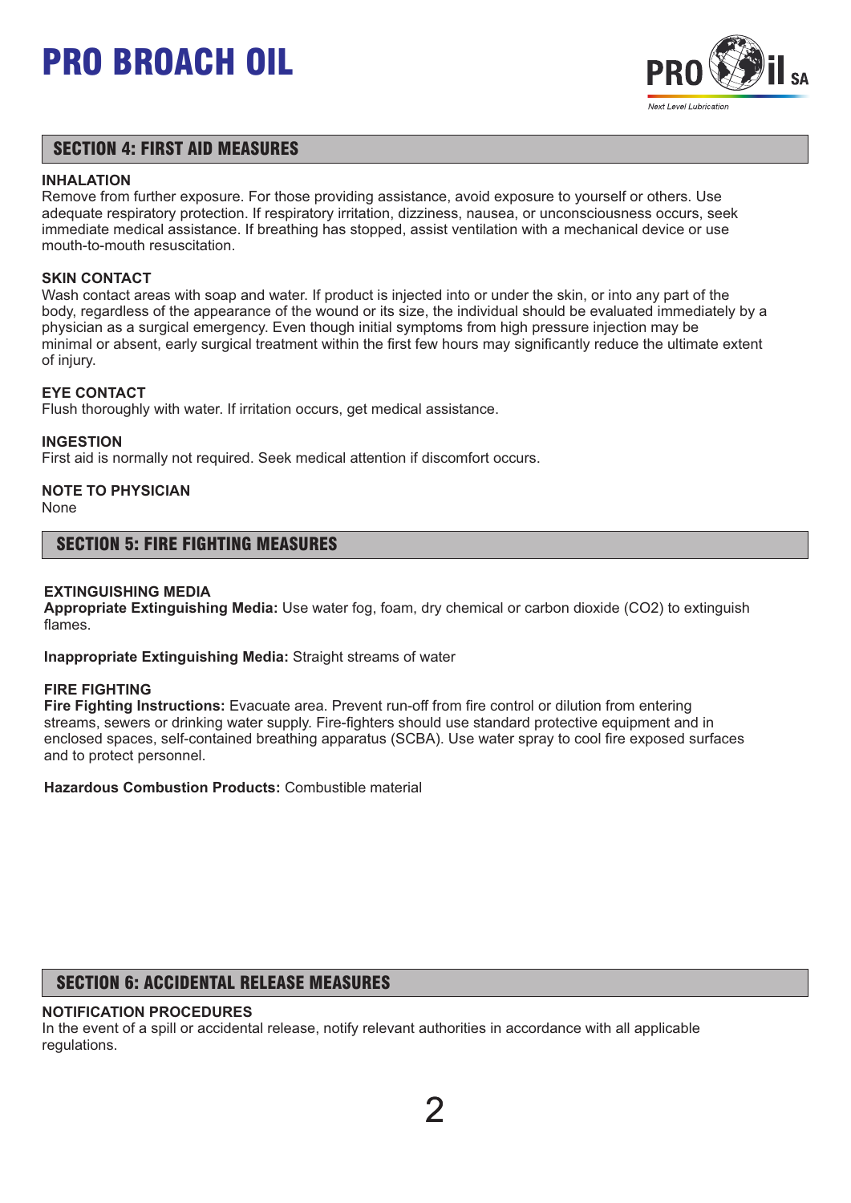## SECTION 4: FIRST AID MEASURES

**INHALATION**
Remove from further exposure. For those providing assistance, avoid exposure to yourself or others. Use adequate respiratory protection. If respiratory irritation, dizziness, nausea, or unconsciousness occurs, seek immediate medical assistance. If breathing has stopped, assist ventilation with a mechanical device or use mouth-to-mouth resuscitation.

**SKIN CONTACT**
Wash contact areas with soap and water. If product is injected into or under the skin, or into any part of the body, regardless of the appearance of the wound or its size, the individual should be evaluated immediately by a physician as a surgical emergency. Even though initial symptoms from high pressure injection may be minimal or absent, early surgical treatment within the first few hours may significantly reduce the ultimate extent of injury.

**EYE CONTACT**
Flush thoroughly with water. If irritation occurs, get medical assistance.

**INGESTION**
First aid is normally not required. Seek medical attention if discomfort occurs.

**NOTE TO PHYSICIAN**
None

## SECTION 5: FIRE FIGHTING MEASURES

**EXTINGUISHING MEDIA**
**Appropriate Extinguishing Media:** Use water fog, foam, dry chemical or carbon dioxide ($CO_2$) to extinguish flames.

**Inappropriate Extinguishing Media:** Straight streams of water

**FIRE FIGHTING**
**Fire Fighting Instructions:** Evacuate area. Prevent run-off from fire control or dilution from entering streams, sewers or drinking water supply. Fire-fighters should use standard protective equipment and in enclosed spaces, self-contained breathing apparatus (SCBA). Use water spray to cool fire exposed surfaces and to protect personnel.

**Hazardous Combustion Products:** Combustible material

## SECTION 6: ACCIDENTAL RELEASE MEASURES

**NOTIFICATION PROCEDURES**
In the event of a spill or accidental release, notify relevant authorities in accordance with all applicable regulations.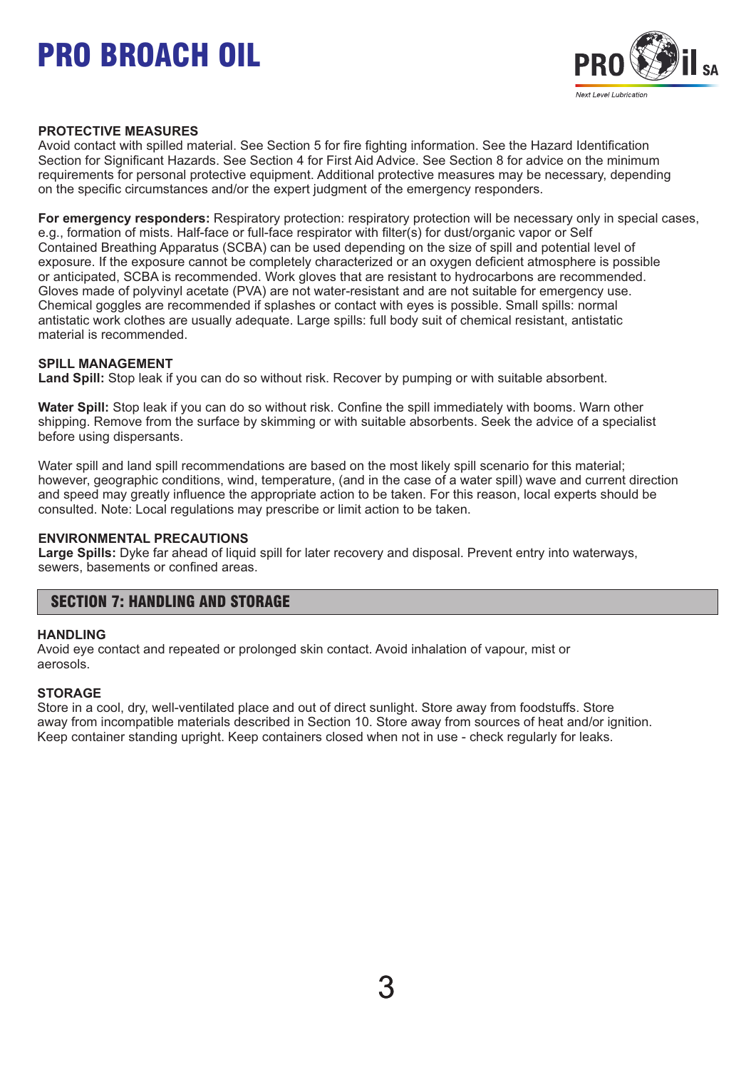**PROTECTIVE MEASURES**
Avoid contact with spilled material. See Section 5 for fire fighting information. See the Hazard Identification Section for Significant Hazards. See Section 4 for First Aid Advice. See Section 8 for advice on the minimum requirements for personal protective equipment. Additional protective measures may be necessary, depending on the specific circumstances and/or the expert judgment of the emergency responders.

**For emergency responders:** Respiratory protection: respiratory protection will be necessary only in special cases, e.g., formation of mists. Half-face or full-face respirator with filter(s) for dust/organic vapor or Self Contained Breathing Apparatus (SCBA) can be used depending on the size of spill and potential level of exposure. If the exposure cannot be completely characterized or an oxygen deficient atmosphere is possible or anticipated, SCBA is recommended. Work gloves that are resistant to hydrocarbons are recommended. Gloves made of polyvinyl acetate (PVA) are not water-resistant and are not suitable for emergency use. Chemical goggles are recommended if splashes or contact with eyes is possible. Small spills: normal antistatic work clothes are usually adequate. Large spills: full body suit of chemical resistant, antistatic material is recommended.

**SPILL MANAGEMENT**
**Land Spill:** Stop leak if you can do so without risk. Recover by pumping or with suitable absorbent.

**Water Spill:** Stop leak if you can do so without risk. Confine the spill immediately with booms. Warn other shipping. Remove from the surface by skimming or with suitable absorbents. Seek the advice of a specialist before using dispersants.

Water spill and land spill recommendations are based on the most likely spill scenario for this material; however, geographic conditions, wind, temperature, (and in the case of a water spill) wave and current direction and speed may greatly influence the appropriate action to be taken. For this reason, local experts should be consulted. Note: Local regulations may prescribe or limit action to be taken.

**ENVIRONMENTAL PRECAUTIONS**
**Large Spills:** Dyke far ahead of liquid spill for later recovery and disposal. Prevent entry into waterways, sewers, basements or confined areas.

## SECTION 7: HANDLING AND STORAGE

**HANDLING**
Avoid eye contact and repeated or prolonged skin contact. Avoid inhalation of vapour, mist or aerosols.

**STORAGE**
Store in a cool, dry, well-ventilated place and out of direct sunlight. Store away from foodstuffs. Store away from incompatible materials described in Section 10. Store away from sources of heat and/or ignition. Keep container standing upright. Keep containers closed when not in use - check regularly for leaks.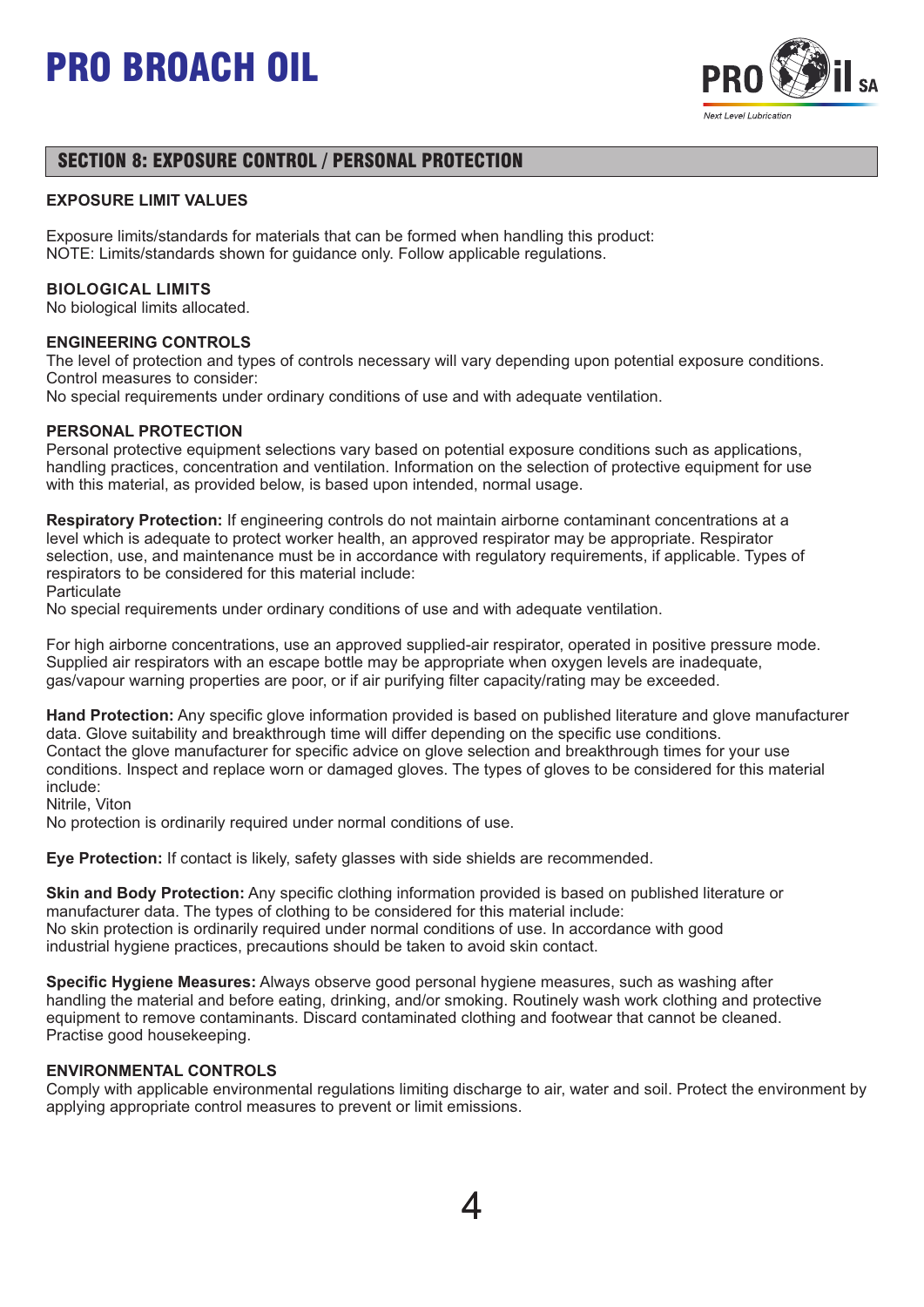## SECTION 8: EXPOSURE CONTROL / PERSONAL PROTECTION

**EXPOSURE LIMIT VALUES**

Exposure limits/standards for materials that can be formed when handling this product:
NOTE: Limits/standards shown for guidance only. Follow applicable regulations.

**BIOLOGICAL LIMITS**
No biological limits allocated.

**ENGINEERING CONTROLS**
The level of protection and types of controls necessary will vary depending upon potential exposure conditions.
Control measures to consider:
No special requirements under ordinary conditions of use and with adequate ventilation.

**PERSONAL PROTECTION**
Personal protective equipment selections vary based on potential exposure conditions such as applications, handling practices, concentration and ventilation. Information on the selection of protective equipment for use with this material, as provided below, is based upon intended, normal usage.

**Respiratory Protection:** If engineering controls do not maintain airborne contaminant concentrations at a level which is adequate to protect worker health, an approved respirator may be appropriate. Respirator selection, use, and maintenance must be in accordance with regulatory requirements, if applicable. Types of respirators to be considered for this material include:
Particulate
No special requirements under ordinary conditions of use and with adequate ventilation.

For high airborne concentrations, use an approved supplied-air respirator, operated in positive pressure mode. Supplied air respirators with an escape bottle may be appropriate when oxygen levels are inadequate, gas/vapour warning properties are poor, or if air purifying filter capacity/rating may be exceeded.

**Hand Protection:** Any specific glove information provided is based on published literature and glove manufacturer data. Glove suitability and breakthrough time will differ depending on the specific use conditions.
Contact the glove manufacturer for specific advice on glove selection and breakthrough times for your use conditions. Inspect and replace worn or damaged gloves. The types of gloves to be considered for this material include:
Nitrile, Viton
No protection is ordinarily required under normal conditions of use.

**Eye Protection:** If contact is likely, safety glasses with side shields are recommended.

**Skin and Body Protection:** Any specific clothing information provided is based on published literature or manufacturer data. The types of clothing to be considered for this material include:
No skin protection is ordinarily required under normal conditions of use. In accordance with good industrial hygiene practices, precautions should be taken to avoid skin contact.

**Specific Hygiene Measures:** Always observe good personal hygiene measures, such as washing after handling the material and before eating, drinking, and/or smoking. Routinely wash work clothing and protective equipment to remove contaminants. Discard contaminated clothing and footwear that cannot be cleaned.
Practise good housekeeping.

**ENVIRONMENTAL CONTROLS**
Comply with applicable environmental regulations limiting discharge to air, water and soil. Protect the environment by applying appropriate control measures to prevent or limit emissions.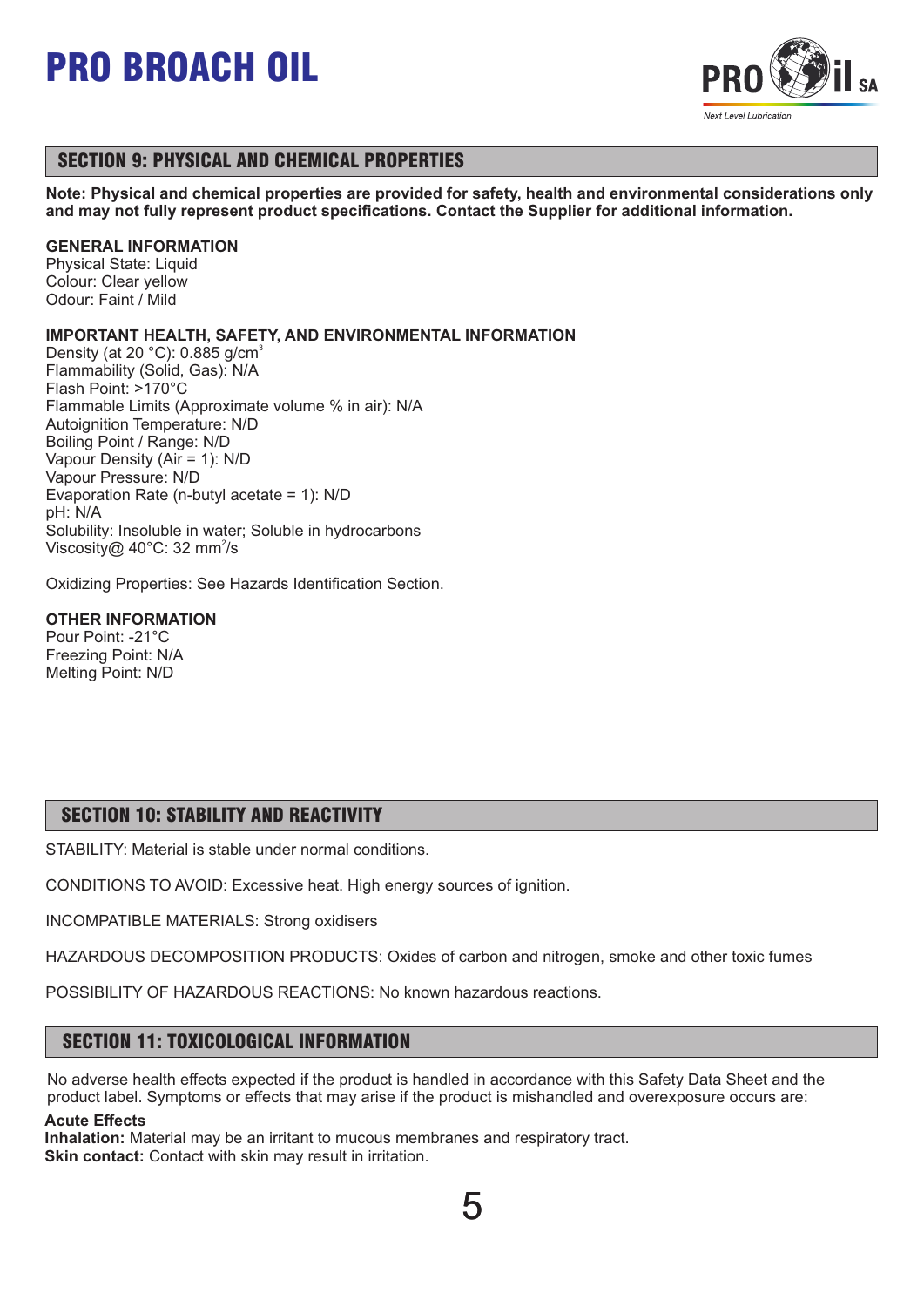# PRO BROACH OIL

## SECTION 9: PHYSICAL AND CHEMICAL PROPERTIES

**Note: Physical and chemical properties are provided for safety, health and environmental considerations only and may not fully represent product specifications. Contact the Supplier for additional information.**

**GENERAL INFORMATION**
Physical State: Liquid
Colour: Clear yellow
Odour: Faint / Mild

**IMPORTANT HEALTH, SAFETY, AND ENVIRONMENTAL INFORMATION**
Density (at 20 °C): 0.885 g/cm$^3$
Flammability (Solid, Gas): N/A
Flash Point: >170°C
Flammable Limits (Approximate volume % in air): N/A
Autoignition Temperature: N/D
Boiling Point / Range: N/D
Vapour Density (Air = 1): N/D
Vapour Pressure: N/D
Evaporation Rate (n-butyl acetate = 1): N/D
pH: N/A
Solubility: Insoluble in water; Soluble in hydrocarbons
Viscosity@ 40°C: 32 mm$^2$/s

Oxidizing Properties: See Hazards Identification Section.

**OTHER INFORMATION**
Pour Point: -21°C
Freezing Point: N/A
Melting Point: N/D

## SECTION 10: STABILITY AND REACTIVITY

STABILITY: Material is stable under normal conditions.

CONDITIONS TO AVOID: Excessive heat. High energy sources of ignition.

INCOMPATIBLE MATERIALS: Strong oxidisers

HAZARDOUS DECOMPOSITION PRODUCTS: Oxides of carbon and nitrogen, smoke and other toxic fumes

POSSIBILITY OF HAZARDOUS REACTIONS: No known hazardous reactions.

## SECTION 11: TOXICOLOGICAL INFORMATION

No adverse health effects expected if the product is handled in accordance with this Safety Data Sheet and the product label. Symptoms or effects that may arise if the product is mishandled and overexposure occurs are:

**Acute Effects**
**Inhalation:** Material may be an irritant to mucous membranes and respiratory tract.
**Skin contact:** Contact with skin may result in irritation.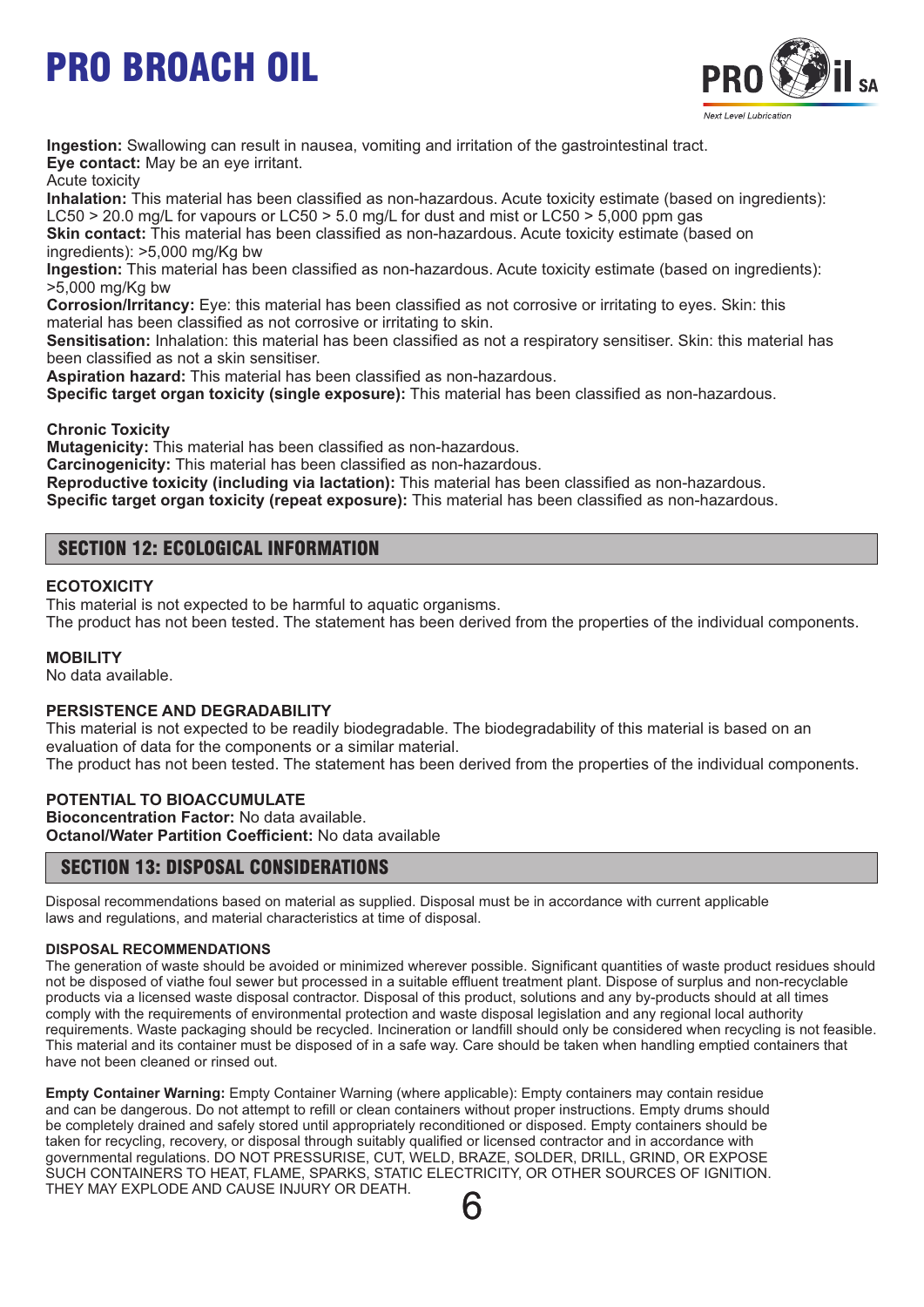**Ingestion:** Swallowing can result in nausea, vomiting and irritation of the gastrointestinal tract.
**Eye contact:** May be an eye irritant.
Acute toxicity
**Inhalation:** This material has been classified as non-hazardous. Acute toxicity estimate (based on ingredients): LC50 > 20.0 mg/L for vapours or LC50 > 5.0 mg/L for dust and mist or LC50 > 5,000 ppm gas
**Skin contact:** This material has been classified as non-hazardous. Acute toxicity estimate (based on ingredients): >5,000 mg/Kg bw
**Ingestion:** This material has been classified as non-hazardous. Acute toxicity estimate (based on ingredients): >5,000 mg/Kg bw
**Corrosion/Irritancy:** Eye: this material has been classified as not corrosive or irritating to eyes. Skin: this material has been classified as not corrosive or irritating to skin.
**Sensitisation:** Inhalation: this material has been classified as not a respiratory sensitiser. Skin: this material has been classified as not a skin sensitiser.
**Aspiration hazard:** This material has been classified as non-hazardous.
**Specific target organ toxicity (single exposure):** This material has been classified as non-hazardous.

**Chronic Toxicity**
**Mutagenicity:** This material has been classified as non-hazardous.
**Carcinogenicity:** This material has been classified as non-hazardous.
**Reproductive toxicity (including via lactation):** This material has been classified as non-hazardous.
**Specific target organ toxicity (repeat exposure):** This material has been classified as non-hazardous.

## SECTION 12: ECOLOGICAL INFORMATION

**ECOTOXICITY**
This material is not expected to be harmful to aquatic organisms.
The product has not been tested. The statement has been derived from the properties of the individual components.

**MOBILITY**
No data available.

**PERSISTENCE AND DEGRADABILITY**
This material is not expected to be readily biodegradable. The biodegradability of this material is based on an evaluation of data for the components or a similar material.
The product has not been tested. The statement has been derived from the properties of the individual components.

**POTENTIAL TO BIOACCUMULATE**
**Bioconcentration Factor:** No data available.
**Octanol/Water Partition Coefficient:** No data available

## SECTION 13: DISPOSAL CONSIDERATIONS

Disposal recommendations based on material as supplied. Disposal must be in accordance with current applicable laws and regulations, and material characteristics at time of disposal.

**DISPOSAL RECOMMENDATIONS**
The generation of waste should be avoided or minimized wherever possible. Significant quantities of waste product residues should not be disposed of viathe foul sewer but processed in a suitable effluent treatment plant. Dispose of surplus and non-recyclable products via a licensed waste disposal contractor. Disposal of this product, solutions and any by-products should at all times comply with the requirements of environmental protection and waste disposal legislation and any regional local authority requirements. Waste packaging should be recycled. Incineration or landfill should only be considered when recycling is not feasible. This material and its container must be disposed of in a safe way. Care should be taken when handling emptied containers that have not been cleaned or rinsed out.

**Empty Container Warning:** Empty Container Warning (where applicable): Empty containers may contain residue and can be dangerous. Do not attempt to refill or clean containers without proper instructions. Empty drums should be completely drained and safely stored until appropriately reconditioned or disposed. Empty containers should be taken for recycling, recovery, or disposal through suitably qualified or licensed contractor and in accordance with governmental regulations. DO NOT PRESSURISE, CUT, WELD, BRAZE, SOLDER, DRILL, GRIND, OR EXPOSE SUCH CONTAINERS TO HEAT, FLAME, SPARKS, STATIC ELECTRICITY, OR OTHER SOURCES OF IGNITION. THEY MAY EXPLODE AND CAUSE INJURY OR DEATH.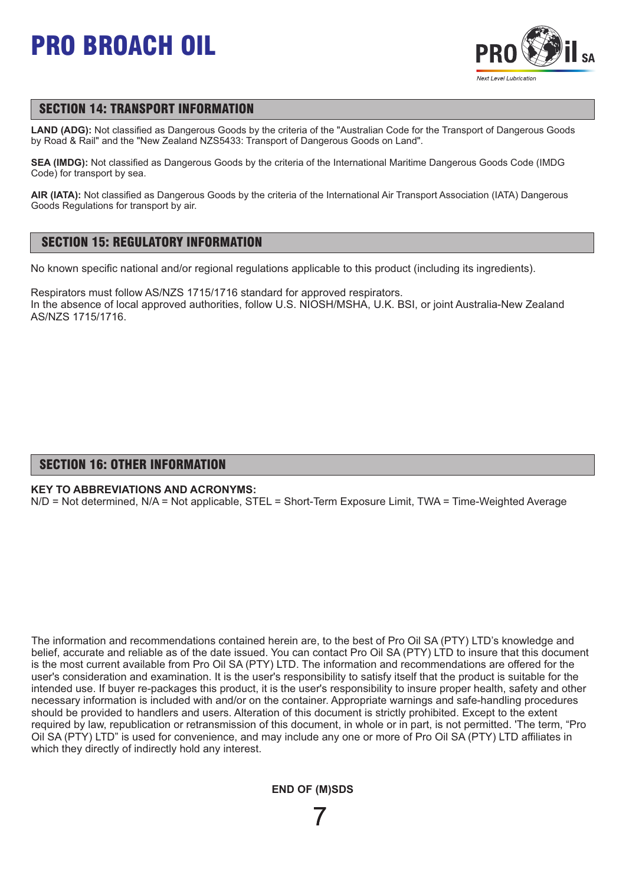## SECTION 14: TRANSPORT INFORMATION

**LAND (ADG):** Not classified as Dangerous Goods by the criteria of the "Australian Code for the Transport of Dangerous Goods by Road & Rail" and the "New Zealand NZS5433: Transport of Dangerous Goods on Land".

**SEA (IMDG):** Not classified as Dangerous Goods by the criteria of the International Maritime Dangerous Goods Code (IMDG Code) for transport by sea.

**AIR (IATA):** Not classified as Dangerous Goods by the criteria of the International Air Transport Association (IATA) Dangerous Goods Regulations for transport by air.

## SECTION 15: REGULATORY INFORMATION

No known specific national and/or regional regulations applicable to this product (including its ingredients).

Respirators must follow AS/NZS 1715/1716 standard for approved respirators.
In the absence of local approved authorities, follow U.S. NIOSH/MSHA, U.K. BSI, or joint Australia-New Zealand AS/NZS 1715/1716.

## SECTION 16: OTHER INFORMATION

**KEY TO ABBREVIATIONS AND ACRONYMS:**
N/D = Not determined, N/A = Not applicable, STEL = Short-Term Exposure Limit, TWA = Time-Weighted Average

The information and recommendations contained herein are, to the best of Pro Oil SA (PTY) LTD's knowledge and belief, accurate and reliable as of the date issued. You can contact Pro Oil SA (PTY) LTD to insure that this document is the most current available from Pro Oil SA (PTY) LTD. The information and recommendations are offered for the user's consideration and examination. It is the user's responsibility to satisfy itself that the product is suitable for the intended use. If buyer re-packages this product, it is the user's responsibility to insure proper health, safety and other necessary information is included with and/or on the container. Appropriate warnings and safe-handling procedures should be provided to handlers and users. Alteration of this document is strictly prohibited. Except to the extent required by law, republication or retransmission of this document, in whole or in part, is not permitted. 'The term, "Pro Oil SA (PTY) LTD" is used for convenience, and may include any one or more of Pro Oil SA (PTY) LTD affiliates in which they directly of indirectly hold any interest.

**END OF (M)SDS**